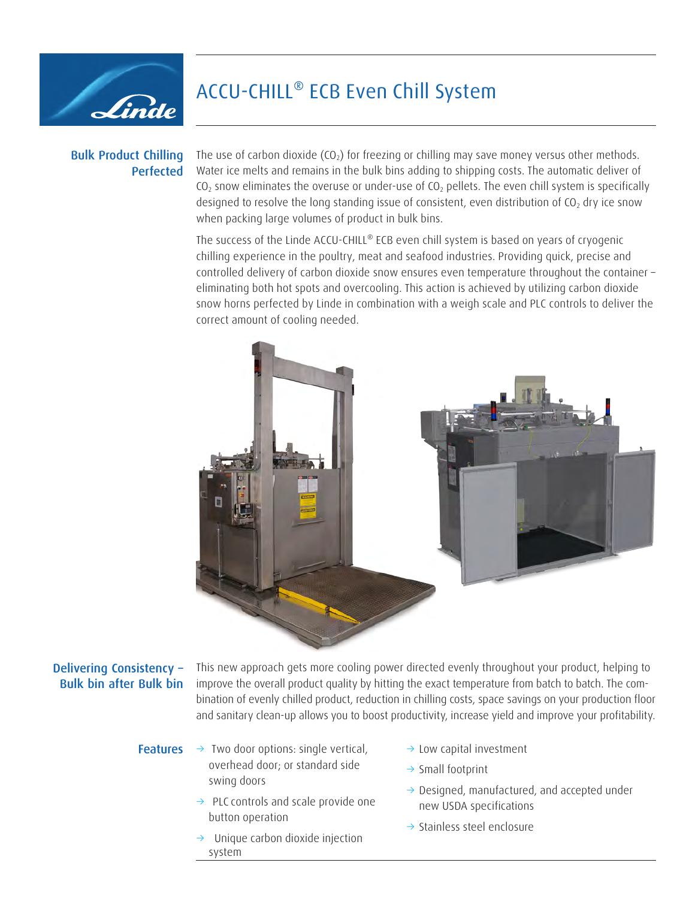# ACCU-CHILL® ECB Even Chill System

## Bulk Product Chilling Perfected

The use of carbon dioxide ($CO_2$) for freezing or chilling may save money versus other methods. Water ice melts and remains in the bulk bins adding to shipping costs. The automatic deliver of $CO_2$ snow eliminates the overuse or under-use of $CO_2$ pellets. The even chill system is specifically designed to resolve the long standing issue of consistent, even distribution of $CO_2$ dry ice snow when packing large volumes of product in bulk bins.

The success of the Linde ACCU-CHILL® ECB even chill system is based on years of cryogenic chilling experience in the poultry, meat and seafood industries. Providing quick, precise and controlled delivery of carbon dioxide snow ensures even temperature throughout the container – eliminating both hot spots and overcooling. This action is achieved by utilizing carbon dioxide snow horns perfected by Linde in combination with a weigh scale and PLC controls to deliver the correct amount of cooling needed.

## Delivering Consistency – Bulk bin after Bulk bin

This new approach gets more cooling power directed evenly throughout your product, helping to improve the overall product quality by hitting the exact temperature from batch to batch. The combination of evenly chilled product, reduction in chilling costs, space savings on your production floor and sanitary clean-up allows you to boost productivity, increase yield and improve your profitability.

## Features

- Two door options: single vertical, overhead door; or standard side swing doors
- PLC controls and scale provide one button operation
- Unique carbon dioxide injection system
- Low capital investment
- Small footprint
- Designed, manufactured, and accepted under new USDA specifications
- Stainless steel enclosure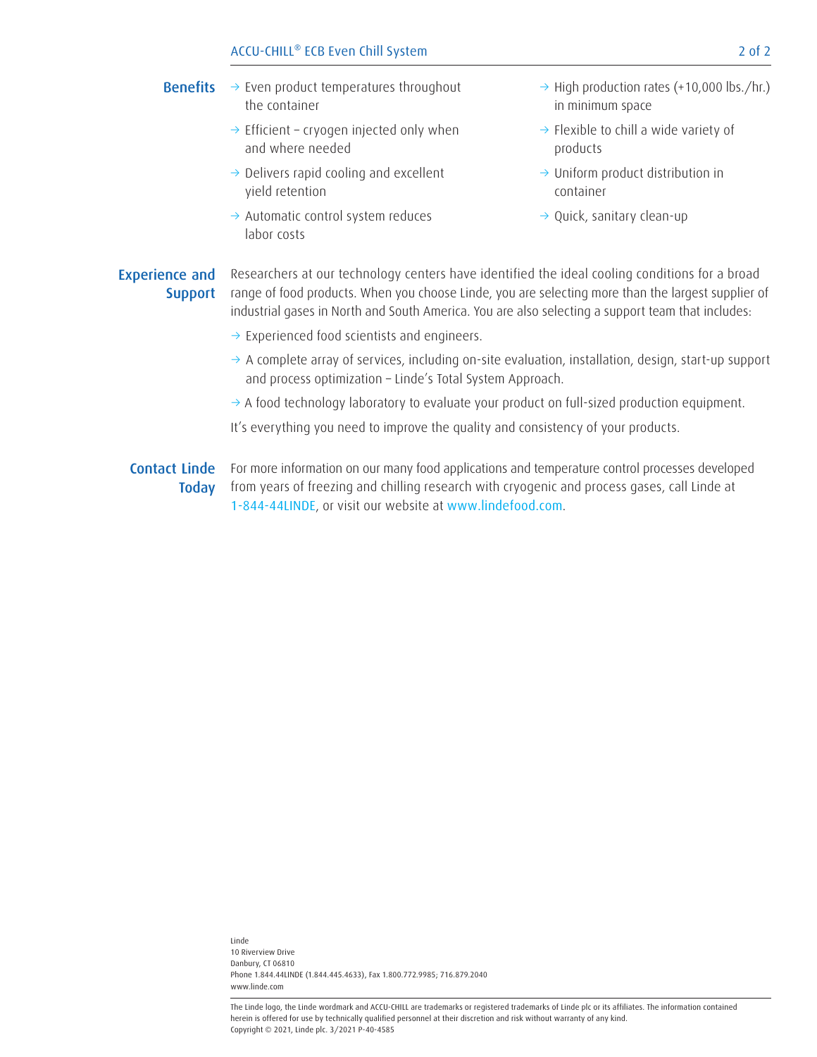## Benefits

- Even product temperatures throughout the container
- Efficient – cryogen injected only when and where needed
- Delivers rapid cooling and excellent yield retention
- Automatic control system reduces labor costs
- High production rates (+10,000 lbs./hr.) in minimum space
- Flexible to chill a wide variety of products
- Uniform product distribution in container
- Quick, sanitary clean-up

## Experience and Support

Researchers at our technology centers have identified the ideal cooling conditions for a broad range of food products. When you choose Linde, you are selecting more than the largest supplier of industrial gases in North and South America. You are also selecting a support team that includes:

- Experienced food scientists and engineers.
- A complete array of services, including on-site evaluation, installation, design, start-up support and process optimization – Linde's Total System Approach.
- A food technology laboratory to evaluate your product on full-sized production equipment.

It's everything you need to improve the quality and consistency of your products.

## Contact Linde Today

For more information on our many food applications and temperature control processes developed from years of freezing and chilling research with cryogenic and process gases, call Linde at 1-844-44LINDE, or visit our website at www.lindefood.com.

Linde
10 Riverview Drive
Danbury, CT 06810
Phone 1.844.44LINDE (1.844.445.4633), Fax 1.800.772.9985; 716.879.2040
www.linde.com

The Linde logo, the Linde wordmark and ACCU-CHILL are trademarks or registered trademarks of Linde plc or its affiliates. The information contained herein is offered for use by technically qualified personnel at their discretion and risk without warranty of any kind.
Copyright © 2021, Linde plc. 3/2021 P-40-4585